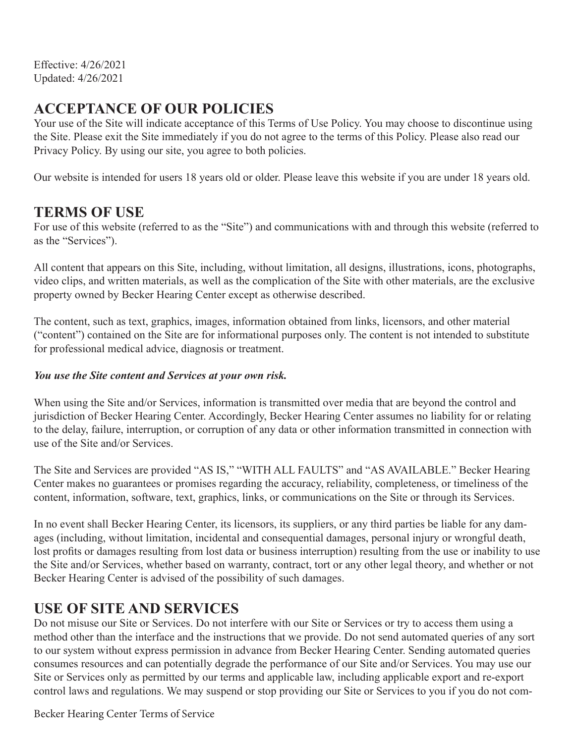Effective: 4/26/2021
Updated: 4/26/2021

## ACCEPTANCE OF OUR POLICIES

Your use of the Site will indicate acceptance of this Terms of Use Policy. You may choose to discontinue using the Site. Please exit the Site immediately if you do not agree to the terms of this Policy. Please also read our Privacy Policy. By using our site, you agree to both policies.

Our website is intended for users 18 years old or older. Please leave this website if you are under 18 years old.

## TERMS OF USE

For use of this website (referred to as the "Site") and communications with and through this website (referred to as the "Services").

All content that appears on this Site, including, without limitation, all designs, illustrations, icons, photographs, video clips, and written materials, as well as the complication of the Site with other materials, are the exclusive property owned by Becker Hearing Center except as otherwise described.

The content, such as text, graphics, images, information obtained from links, licensors, and other material ("content") contained on the Site are for informational purposes only. The content is not intended to substitute for professional medical advice, diagnosis or treatment.

***You use the Site content and Services at your own risk.***

When using the Site and/or Services, information is transmitted over media that are beyond the control and jurisdiction of Becker Hearing Center. Accordingly, Becker Hearing Center assumes no liability for or relating to the delay, failure, interruption, or corruption of any data or other information transmitted in connection with use of the Site and/or Services.

The Site and Services are provided "AS IS," "WITH ALL FAULTS" and "AS AVAILABLE." Becker Hearing Center makes no guarantees or promises regarding the accuracy, reliability, completeness, or timeliness of the content, information, software, text, graphics, links, or communications on the Site or through its Services.

In no event shall Becker Hearing Center, its licensors, its suppliers, or any third parties be liable for any damages (including, without limitation, incidental and consequential damages, personal injury or wrongful death, lost profits or damages resulting from lost data or business interruption) resulting from the use or inability to use the Site and/or Services, whether based on warranty, contract, tort or any other legal theory, and whether or not Becker Hearing Center is advised of the possibility of such damages.

## USE OF SITE AND SERVICES

Do not misuse our Site or Services. Do not interfere with our Site or Services or try to access them using a method other than the interface and the instructions that we provide. Do not send automated queries of any sort to our system without express permission in advance from Becker Hearing Center. Sending automated queries consumes resources and can potentially degrade the performance of our Site and/or Services. You may use our Site or Services only as permitted by our terms and applicable law, including applicable export and re-export control laws and regulations. We may suspend or stop providing our Site or Services to you if you do not com-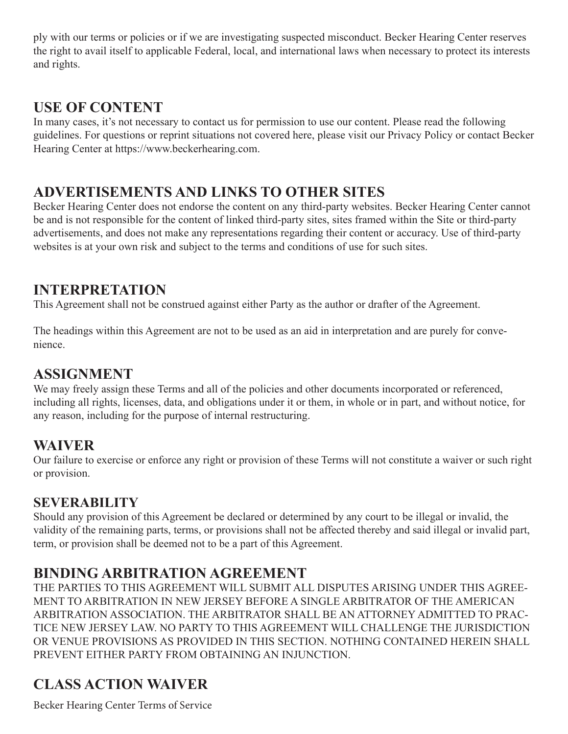ply with our terms or policies or if we are investigating suspected misconduct. Becker Hearing Center reserves the right to avail itself to applicable Federal, local, and international laws when necessary to protect its interests and rights.

## USE OF CONTENT

In many cases, it's not necessary to contact us for permission to use our content. Please read the following guidelines. For questions or reprint situations not covered here, please visit our Privacy Policy or contact Becker Hearing Center at https://www.beckerhearing.com.

## ADVERTISEMENTS AND LINKS TO OTHER SITES

Becker Hearing Center does not endorse the content on any third-party websites. Becker Hearing Center cannot be and is not responsible for the content of linked third-party sites, sites framed within the Site or third-party advertisements, and does not make any representations regarding their content or accuracy. Use of third-party websites is at your own risk and subject to the terms and conditions of use for such sites.

## INTERPRETATION

This Agreement shall not be construed against either Party as the author or drafter of the Agreement.

The headings within this Agreement are not to be used as an aid in interpretation and are purely for convenience.

## ASSIGNMENT

We may freely assign these Terms and all of the policies and other documents incorporated or referenced, including all rights, licenses, data, and obligations under it or them, in whole or in part, and without notice, for any reason, including for the purpose of internal restructuring.

## WAIVER

Our failure to exercise or enforce any right or provision of these Terms will not constitute a waiver or such right or provision.

## SEVERABILITY

Should any provision of this Agreement be declared or determined by any court to be illegal or invalid, the validity of the remaining parts, terms, or provisions shall not be affected thereby and said illegal or invalid part, term, or provision shall be deemed not to be a part of this Agreement.

## BINDING ARBITRATION AGREEMENT

THE PARTIES TO THIS AGREEMENT WILL SUBMIT ALL DISPUTES ARISING UNDER THIS AGREEMENT TO ARBITRATION IN NEW JERSEY BEFORE A SINGLE ARBITRATOR OF THE AMERICAN ARBITRATION ASSOCIATION. THE ARBITRATOR SHALL BE AN ATTORNEY ADMITTED TO PRACTICE NEW JERSEY LAW. NO PARTY TO THIS AGREEMENT WILL CHALLENGE THE JURISDICTION OR VENUE PROVISIONS AS PROVIDED IN THIS SECTION. NOTHING CONTAINED HEREIN SHALL PREVENT EITHER PARTY FROM OBTAINING AN INJUNCTION.

## CLASS ACTION WAIVER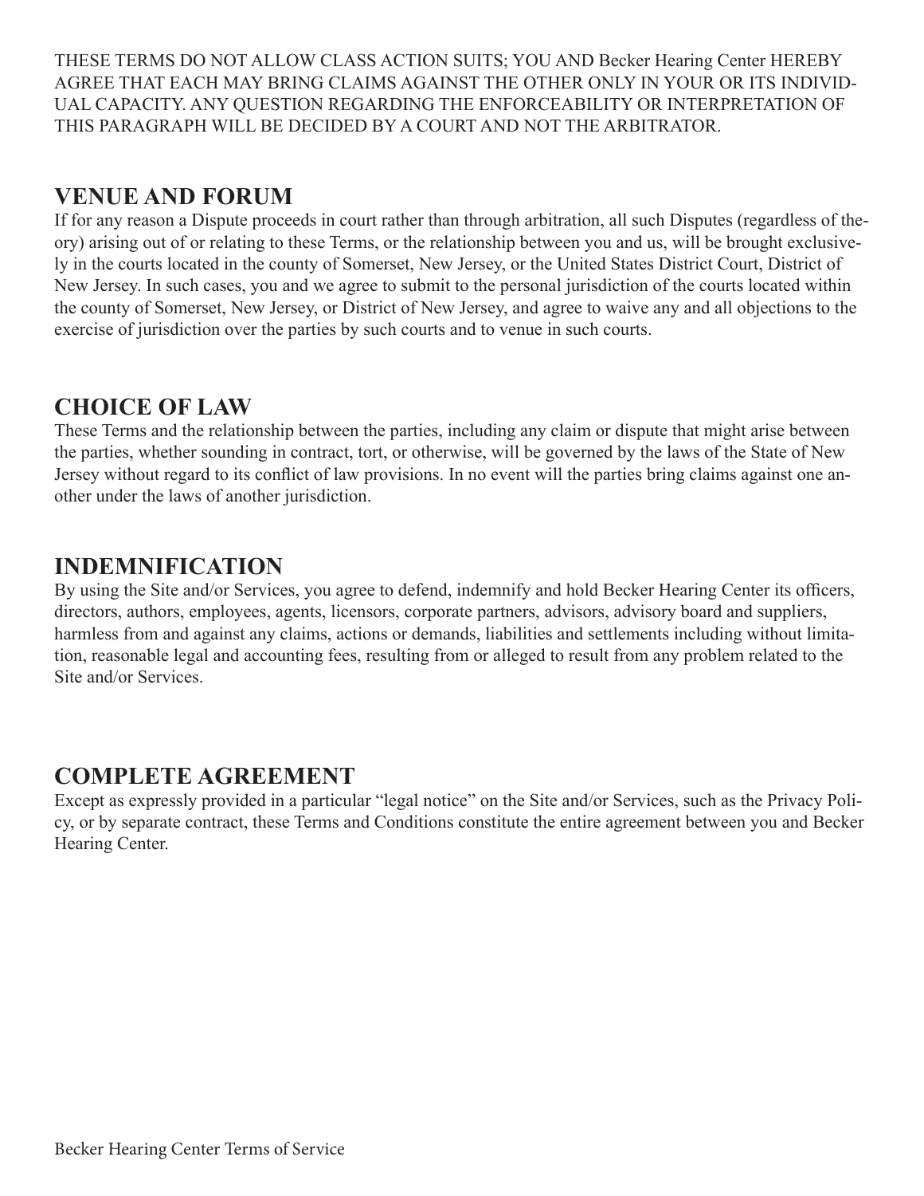THESE TERMS DO NOT ALLOW CLASS ACTION SUITS; YOU AND Becker Hearing Center HEREBY AGREE THAT EACH MAY BRING CLAIMS AGAINST THE OTHER ONLY IN YOUR OR ITS INDIVIDUAL CAPACITY. ANY QUESTION REGARDING THE ENFORCEABILITY OR INTERPRETATION OF THIS PARAGRAPH WILL BE DECIDED BY A COURT AND NOT THE ARBITRATOR.

## VENUE AND FORUM

If for any reason a Dispute proceeds in court rather than through arbitration, all such Disputes (regardless of theory) arising out of or relating to these Terms, or the relationship between you and us, will be brought exclusively in the courts located in the county of Somerset, New Jersey, or the United States District Court, District of New Jersey. In such cases, you and we agree to submit to the personal jurisdiction of the courts located within the county of Somerset, New Jersey, or District of New Jersey, and agree to waive any and all objections to the exercise of jurisdiction over the parties by such courts and to venue in such courts.

## CHOICE OF LAW

These Terms and the relationship between the parties, including any claim or dispute that might arise between the parties, whether sounding in contract, tort, or otherwise, will be governed by the laws of the State of New Jersey without regard to its conflict of law provisions. In no event will the parties bring claims against one another under the laws of another jurisdiction.

## INDEMNIFICATION

By using the Site and/or Services, you agree to defend, indemnify and hold Becker Hearing Center its officers, directors, authors, employees, agents, licensors, corporate partners, advisors, advisory board and suppliers, harmless from and against any claims, actions or demands, liabilities and settlements including without limitation, reasonable legal and accounting fees, resulting from or alleged to result from any problem related to the Site and/or Services.

## COMPLETE AGREEMENT

Except as expressly provided in a particular "legal notice" on the Site and/or Services, such as the Privacy Policy, or by separate contract, these Terms and Conditions constitute the entire agreement between you and Becker Hearing Center.